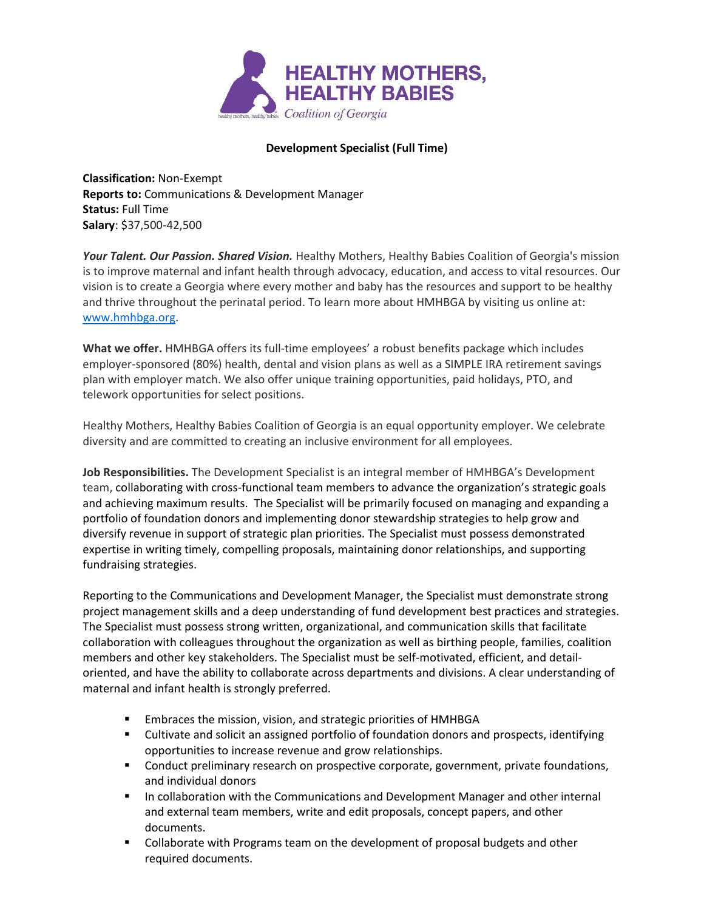# HEALTHY MOTHERS, HEALTHY BABIES

*Coalition of Georgia*

**Development Specialist (Full Time)**

**Classification:** Non-Exempt
**Reports to:** Communications & Development Manager
**Status:** Full Time
**Salary**: $37,500-42,500

***Your Talent. Our Passion. Shared Vision.*** Healthy Mothers, Healthy Babies Coalition of Georgia's mission is to improve maternal and infant health through advocacy, education, and access to vital resources. Our vision is to create a Georgia where every mother and baby has the resources and support to be healthy and thrive throughout the perinatal period. To learn more about HMHBGA by visiting us online at: [www.hmhbga.org](http://www.hmhbga.org).

**What we offer.** HMHBGA offers its full-time employees' a robust benefits package which includes employer-sponsored (80%) health, dental and vision plans as well as a SIMPLE IRA retirement savings plan with employer match. We also offer unique training opportunities, paid holidays, PTO, and telework opportunities for select positions.

Healthy Mothers, Healthy Babies Coalition of Georgia is an equal opportunity employer. We celebrate diversity and are committed to creating an inclusive environment for all employees.

**Job Responsibilities.** The Development Specialist is an integral member of HMHBGA's Development team, collaborating with cross-functional team members to advance the organization's strategic goals and achieving maximum results. The Specialist will be primarily focused on managing and expanding a portfolio of foundation donors and implementing donor stewardship strategies to help grow and diversify revenue in support of strategic plan priorities. The Specialist must possess demonstrated expertise in writing timely, compelling proposals, maintaining donor relationships, and supporting fundraising strategies.

Reporting to the Communications and Development Manager, the Specialist must demonstrate strong project management skills and a deep understanding of fund development best practices and strategies. The Specialist must possess strong written, organizational, and communication skills that facilitate collaboration with colleagues throughout the organization as well as birthing people, families, coalition members and other key stakeholders. The Specialist must be self-motivated, efficient, and detail-oriented, and have the ability to collaborate across departments and divisions. A clear understanding of maternal and infant health is strongly preferred.

- Embraces the mission, vision, and strategic priorities of HMHBGA
- Cultivate and solicit an assigned portfolio of foundation donors and prospects, identifying opportunities to increase revenue and grow relationships.
- Conduct preliminary research on prospective corporate, government, private foundations, and individual donors
- In collaboration with the Communications and Development Manager and other internal and external team members, write and edit proposals, concept papers, and other documents.
- Collaborate with Programs team on the development of proposal budgets and other required documents.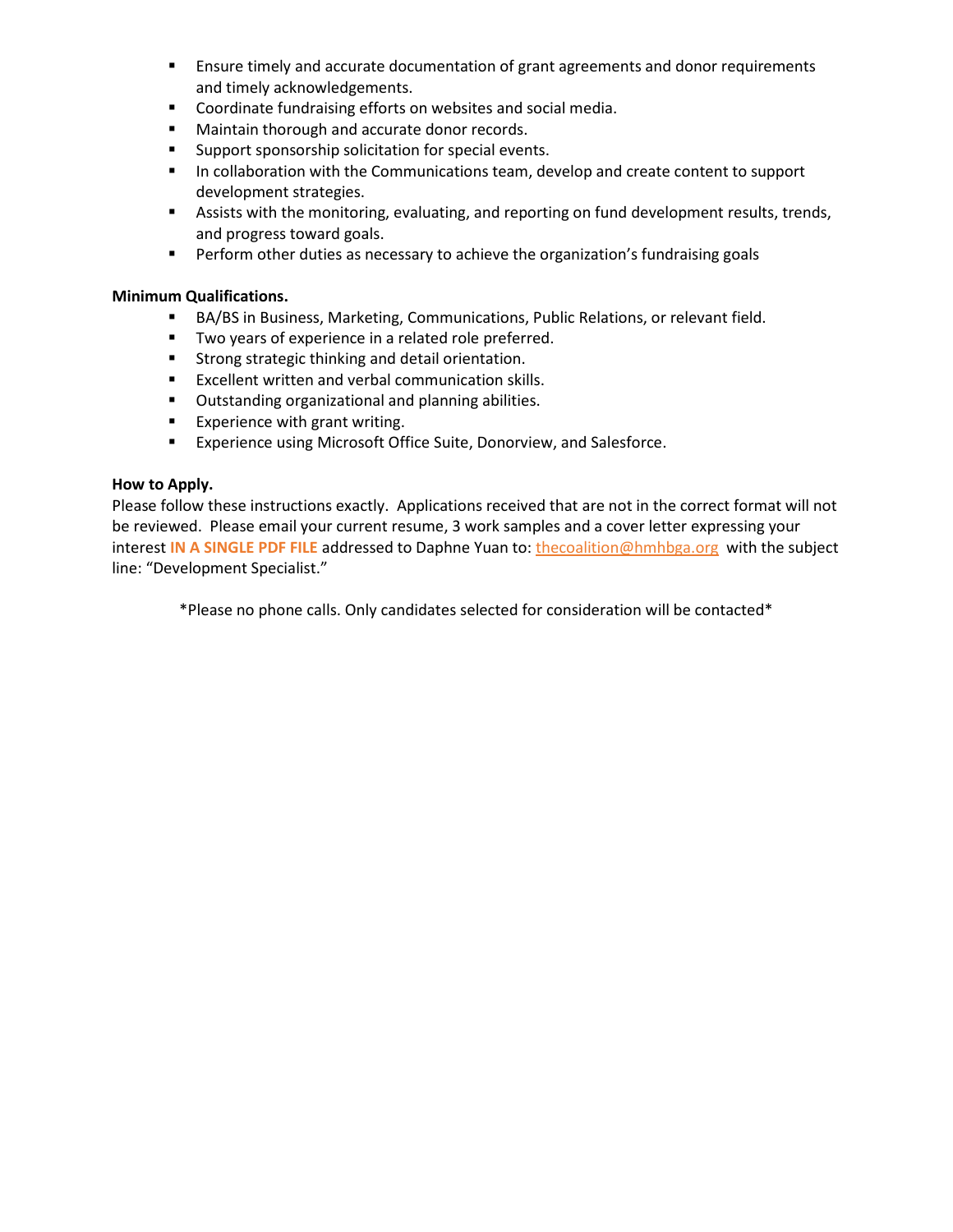- Ensure timely and accurate documentation of grant agreements and donor requirements and timely acknowledgements.
- Coordinate fundraising efforts on websites and social media.
- Maintain thorough and accurate donor records.
- Support sponsorship solicitation for special events.
- In collaboration with the Communications team, develop and create content to support development strategies.
- Assists with the monitoring, evaluating, and reporting on fund development results, trends, and progress toward goals.
- Perform other duties as necessary to achieve the organization's fundraising goals

**Minimum Qualifications.**

- BA/BS in Business, Marketing, Communications, Public Relations, or relevant field.
- Two years of experience in a related role preferred.
- Strong strategic thinking and detail orientation.
- Excellent written and verbal communication skills.
- Outstanding organizational and planning abilities.
- Experience with grant writing.
- Experience using Microsoft Office Suite, Donorview, and Salesforce.

**How to Apply.**

Please follow these instructions exactly. Applications received that are not in the correct format will not be reviewed. Please email your current resume, 3 work samples and a cover letter expressing your interest **IN A SINGLE PDF FILE** addressed to Daphne Yuan to: thecoalition@hmhbga.org with the subject line: "Development Specialist."

*Please no phone calls. Only candidates selected for consideration will be contacted*